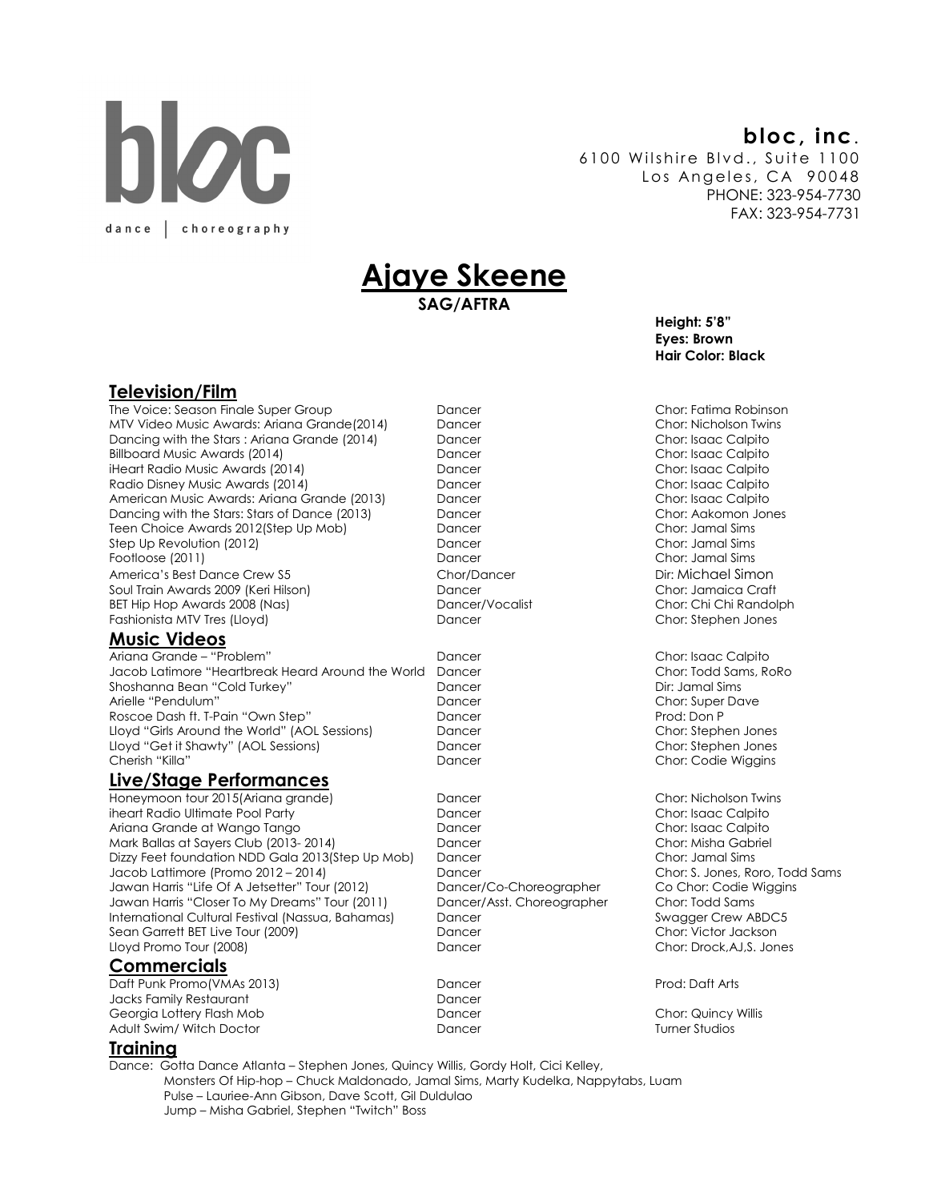bloc

dance | choreography

**bloc, inc.**
6100 Wilshire Blvd., Suite 1100
Los Angeles, CA 90048
PHONE: 323-954-7730
FAX: 323-954-7731

# Ajaye Skeene

**SAG/AFTRA**

**Height: 5'8"**
**Eyes: Brown**
**Hair Color: Black**

## Television/Film

| | | |
|---|---|---|
| The Voice: Season Finale Super Group | Dancer | Chor: Fatima Robinson |
| MTV Video Music Awards: Ariana Grande(2014) | Dancer | Chor: Nicholson Twins |
| Dancing with the Stars : Ariana Grande (2014) | Dancer | Chor: Isaac Calpito |
| Billboard Music Awards (2014) | Dancer | Chor: Isaac Calpito |
| iHeart Radio Music Awards (2014) | Dancer | Chor: Isaac Calpito |
| Radio Disney Music Awards (2014) | Dancer | Chor: Isaac Calpito |
| American Music Awards: Ariana Grande (2013) | Dancer | Chor: Isaac Calpito |
| Dancing with the Stars: Stars of Dance (2013) | Dancer | Chor: Aakomon Jones |
| Teen Choice Awards 2012(Step Up Mob) | Dancer | Chor: Jamal Sims |
| Step Up Revolution (2012) | Dancer | Chor: Jamal Sims |
| Footloose (2011) | Dancer | Chor: Jamal Sims |
| America's Best Dance Crew S5 | Chor/Dancer | Dir: Michael Simon |
| Soul Train Awards 2009 (Keri Hilson) | Dancer | Chor: Jamaica Craft |
| BET Hip Hop Awards 2008 (Nas) | Dancer/Vocalist | Chor: Chi Chi Randolph |
| Fashionista MTV Tres (Lloyd) | Dancer | Chor: Stephen Jones |

## Music Videos

| | | |
|---|---|---|
| Ariana Grande – "Problem" | Dancer | Chor: Isaac Calpito |
| Jacob Latimore "Heartbreak Heard Around the World | Dancer | Chor: Todd Sams, RoRo |
| Shoshanna Bean "Cold Turkey" | Dancer | Dir: Jamal Sims |
| Arielle "Pendulum" | Dancer | Chor: Super Dave |
| Roscoe Dash ft. T-Pain "Own Step" | Dancer | Prod: Don P |
| Lloyd "Girls Around the World" (AOL Sessions) | Dancer | Chor: Stephen Jones |
| Lloyd "Get it Shawty" (AOL Sessions) | Dancer | Chor: Stephen Jones |
| Cherish "Killa" | Dancer | Chor: Codie Wiggins |

## Live/Stage Performances

| | | |
|---|---|---|
| Honeymoon tour 2015(Ariana grande) | Dancer | Chor: Nicholson Twins |
| iheart Radio Ultimate Pool Party | Dancer | Chor: Isaac Calpito |
| Ariana Grande at Wango Tango | Dancer | Chor: Isaac Calpito |
| Mark Ballas at Sayers Club (2013- 2014) | Dancer | Chor: Misha Gabriel |
| Dizzy Feet foundation NDD Gala 2013(Step Up Mob) | Dancer | Chor: Jamal Sims |
| Jacob Lattimore (Promo 2012 – 2014) | Dancer | Chor: S. Jones, Roro, Todd Sams |
| Jawan Harris "Life Of A Jetsetter" Tour (2012) | Dancer/Co-Choreographer | Co Chor: Codie Wiggins |
| Jawan Harris "Closer To My Dreams" Tour (2011) | Dancer/Asst. Choreographer | Chor: Todd Sams |
| International Cultural Festival (Nassua, Bahamas) | Dancer | Swagger Crew ABDC5 |
| Sean Garrett BET Live Tour (2009) | Dancer | Chor: Victor Jackson |
| Lloyd Promo Tour (2008) | Dancer | Chor: Drock,AJ,S. Jones |

## Commercials

| | | |
|---|---|---|
| Daft Punk Promo(VMAs 2013) | Dancer | Prod: Daft Arts |
| Jacks Family Restaurant | Dancer | |
| Georgia Lottery Flash Mob | Dancer | Chor: Quincy Willis |
| Adult Swim/ Witch Doctor | Dancer | Turner Studios |

## Training

Dance: Gotta Dance Atlanta – Stephen Jones, Quincy Willis, Gordy Holt, Cici Kelley,
Monsters Of Hip-hop – Chuck Maldonado, Jamal Sims, Marty Kudelka, Nappytabs, Luam
Pulse – Lauriee-Ann Gibson, Dave Scott, Gil Duldulao
Jump – Misha Gabriel, Stephen "Twitch" Boss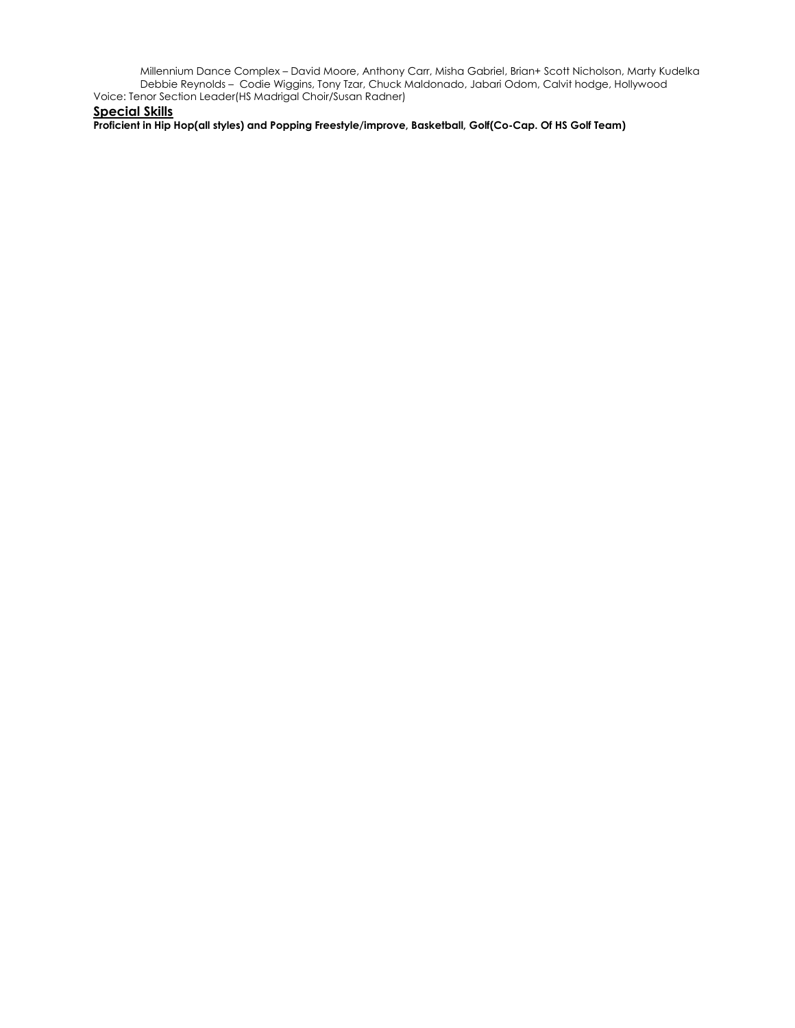Millennium Dance Complex – David Moore, Anthony Carr, Misha Gabriel, Brian+ Scott Nicholson, Marty Kudelka

Debbie Reynolds – Codie Wiggins, Tony Tzar, Chuck Maldonado, Jabari Odom, Calvit hodge, Hollywood

Voice: Tenor Section Leader(HS Madrigal Choir/Susan Radner)

## Special Skills

**Proficient in Hip Hop(all styles) and Popping Freestyle/improve, Basketball, Golf(Co-Cap. Of HS Golf Team)**